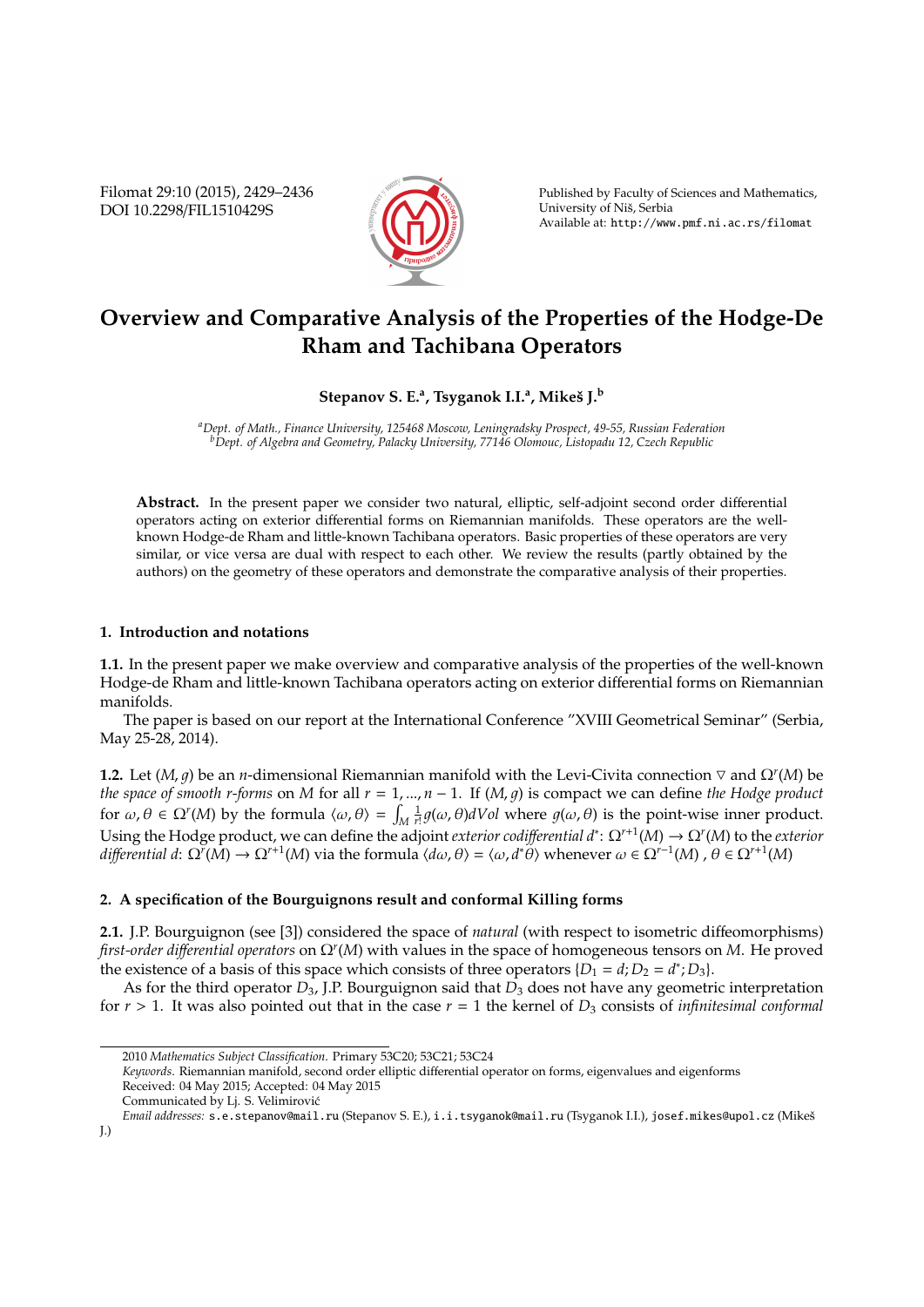# Overview and Comparative Analysis of the Properties of the Hodge-De Rham and Tachibana Operators

**Stepanov S. E.[a], Tsyganok I.I.[a], Mikeš J.[b]**

[a] *Dept. of Math., Finance University, 125468 Moscow, Leningradsky Prospect, 49-55, Russian Federation*
[b] *Dept. of Algebra and Geometry, Palacky University, 77146 Olomouc, Listopadu 12, Czech Republic*

**Abstract.** In the present paper we consider two natural, elliptic, self-adjoint second order differential operators acting on exterior differential forms on Riemannian manifolds. These operators are the well-known Hodge-de Rham and little-known Tachibana operators. Basic properties of these operators are very similar, or vice versa are dual with respect to each other. We review the results (partly obtained by the authors) on the geometry of these operators and demonstrate the comparative analysis of their properties.

## 1. Introduction and notations

**1.1.** In the present paper we make overview and comparative analysis of the properties of the well-known Hodge-de Rham and little-known Tachibana operators acting on exterior differential forms on Riemannian manifolds.

The paper is based on our report at the International Conference "XVIII Geometrical Seminar" (Serbia, May 25-28, 2014).

**1.2.** Let $(M, g)$ be an $n$-dimensional Riemannian manifold with the Levi-Civita connection $\nabla$ and $\Omega^r(M)$ be *the space of smooth r-forms* on $M$ for all $r = 1, ..., n-1$. If $(M, g)$ is compact we can define *the Hodge product* for $\omega, \theta \in \Omega^r(M)$ by the formula $\langle \omega, \theta \rangle = \int_M \frac{1}{r!} g(\omega, \theta) dVol$ where $g(\omega, \theta)$ is the point-wise inner product. Using the Hodge product, we can define the adjoint *exterior codifferential* $d^*\colon \Omega^{r+1}(M) \to \Omega^r(M)$ to the *exterior differential* $d\colon \Omega^r(M) \to \Omega^{r+1}(M)$ via the formula $\langle d\omega, \theta \rangle = \langle \omega, d^*\theta \rangle$ whenever $\omega \in \Omega^{r-1}(M)$, $\theta \in \Omega^{r+1}(M)$

## 2. A specification of the Bourguignons result and conformal Killing forms

**2.1.** J.P. Bourguignon (see [3]) considered the space of *natural* (with respect to isometric diffeomorphisms) *first-order differential operators* on $\Omega^r(M)$ with values in the space of homogeneous tensors on $M$. He proved the existence of a basis of this space which consists of three operators $\{D_1 = d; D_2 = d^*; D_3\}$.

As for the third operator $D_3$, J.P. Bourguignon said that $D_3$ does not have any geometric interpretation for $r > 1$. It was also pointed out that in the case $r = 1$ the kernel of $D_3$ consists of *infinitesimal conformal*

---

2010 *Mathematics Subject Classification*. Primary 53C20; 53C21; 53C24

*Keywords*. Riemannian manifold, second order elliptic differential operator on forms, eigenvalues and eigenforms

Received: 04 May 2015; Accepted: 04 May 2015

Communicated by Lj. S. Velimirović

*Email addresses:* s.e.stepanov@mail.ru (Stepanov S. E.), i.i.tsyganok@mail.ru (Tsyganok I.I.), josef.mikes@upol.cz (Mikeš J.)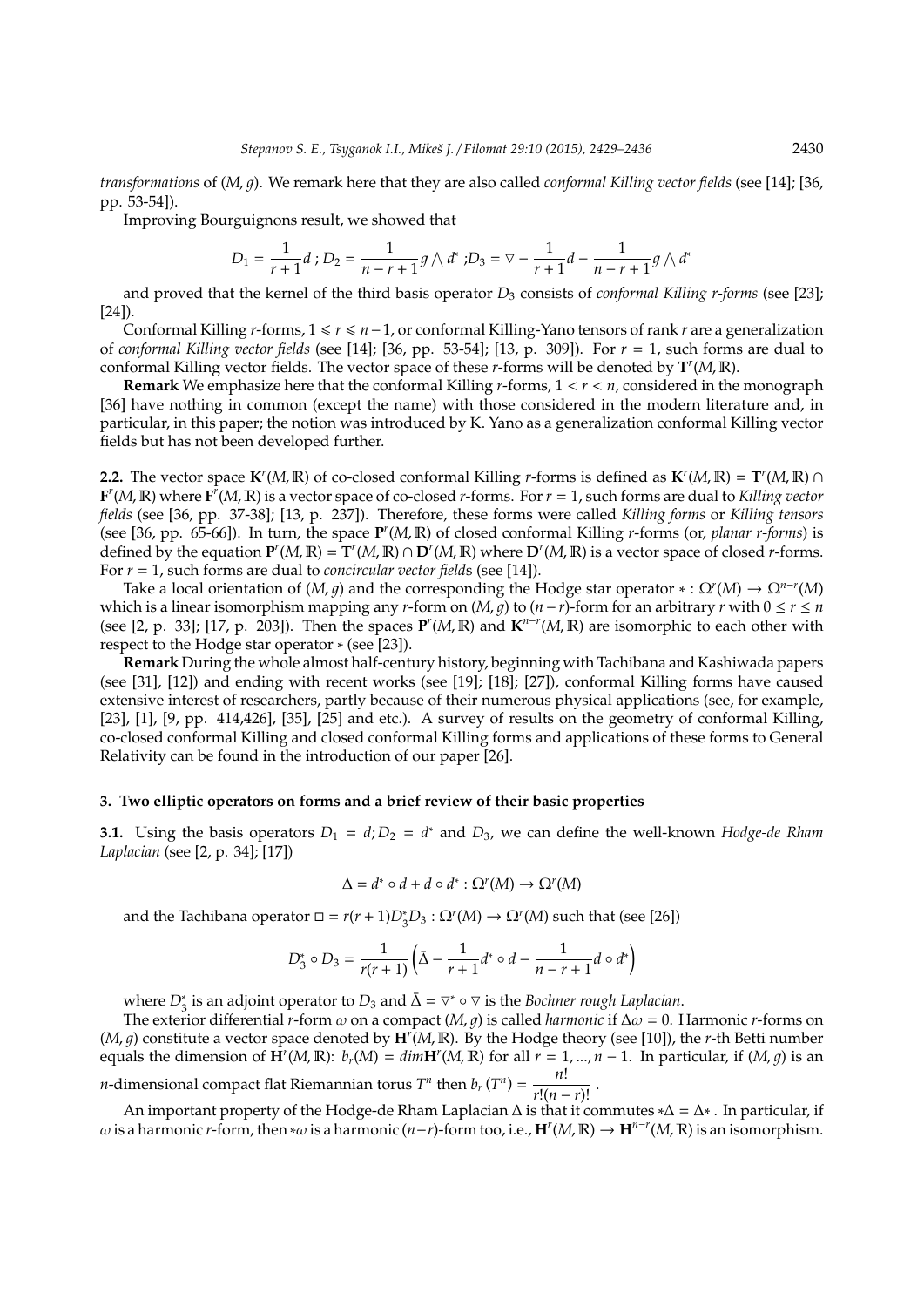*transformations* of $(M, g)$. We remark here that they are also called *conformal Killing vector fields* (see [14]; [36, pp. 53-54]).

Improving Bourguignons result, we showed that

$$D_1 = \frac{1}{r+1}d \; ; D_2 = \frac{1}{n-r+1}g \bigwedge d^* \; ; D_3 = \nabla - \frac{1}{r+1}d - \frac{1}{n-r+1}g \bigwedge d^*$$

and proved that the kernel of the third basis operator $D_3$ consists of *conformal Killing r-forms* (see [23]; [24]).

Conformal Killing $r$-forms, $1 \leqslant r \leqslant n-1$, or conformal Killing-Yano tensors of rank $r$ are a generalization of *conformal Killing vector fields* (see [14]; [36, pp. 53-54]; [13, p. 309]). For $r = 1$, such forms are dual to conformal Killing vector fields. The vector space of these $r$-forms will be denoted by $\mathbf{T}^r(M, \mathbb{R})$.

**Remark** We emphasize here that the conformal Killing $r$-forms, $1 < r < n$, considered in the monograph [36] have nothing in common (except the name) with those considered in the modern literature and, in particular, in this paper; the notion was introduced by K. Yano as a generalization conformal Killing vector fields but has not been developed further.

**2.2.** The vector space $\mathbf{K}^r(M, \mathbb{R})$ of co-closed conformal Killing $r$-forms is defined as $\mathbf{K}^r(M, \mathbb{R}) = \mathbf{T}^r(M, \mathbb{R}) \cap \mathbf{F}^r(M, \mathbb{R})$ where $\mathbf{F}^r(M, \mathbb{R})$ is a vector space of co-closed $r$-forms. For $r = 1$, such forms are dual to *Killing vector fields* (see [36, pp. 37-38]; [13, p. 237]). Therefore, these forms were called *Killing forms* or *Killing tensors* (see [36, pp. 65-66]). In turn, the space $\mathbf{P}^r(M, \mathbb{R})$ of closed conformal Killing $r$-forms (or, *planar r-forms*) is defined by the equation $\mathbf{P}^r(M, \mathbb{R}) = \mathbf{T}^r(M, \mathbb{R}) \cap \mathbf{D}^r(M, \mathbb{R})$ where $\mathbf{D}^r(M, \mathbb{R})$ is a vector space of closed $r$-forms. For $r = 1$, such forms are dual to *concircular vector field*s (see [14]).

Take a local orientation of $(M, g)$ and the corresponding the Hodge star operator $* : \Omega^r(M) \to \Omega^{n-r}(M)$ which is a linear isomorphism mapping any $r$-form on $(M, g)$ to $(n-r)$-form for an arbitrary $r$ with $0 \le r \le n$ (see [2, p. 33]; [17, p. 203]). Then the spaces $\mathbf{P}^r(M, \mathbb{R})$ and $\mathbf{K}^{n-r}(M, \mathbb{R})$ are isomorphic to each other with respect to the Hodge star operator $*$ (see [23]).

**Remark** During the whole almost half-century history, beginning with Tachibana and Kashiwada papers (see [31], [12]) and ending with recent works (see [19]; [18]; [27]), conformal Killing forms have caused extensive interest of researchers, partly because of their numerous physical applications (see, for example, [23], [1], [9, pp. 414,426], [35], [25] and etc.). A survey of results on the geometry of conformal Killing, co-closed conformal Killing and closed conformal Killing forms and applications of these forms to General Relativity can be found in the introduction of our paper [26].

### 3. Two elliptic operators on forms and a brief review of their basic properties

**3.1.** Using the basis operators $D_1 = d; D_2 = d^*$ and $D_3$, we can define the well-known *Hodge-de Rham Laplacian* (see [2, p. 34]; [17])

$$\Delta = d^* \circ d + d \circ d^* : \Omega^r(M) \to \Omega^r(M)$$

and the Tachibana operator $\square = r(r+1)D_3^* D_3 : \Omega^r(M) \to \Omega^r(M)$ such that (see [26])

$$D_3^* \circ D_3 = \frac{1}{r(r+1)}\left(\bar{\Delta} - \frac{1}{r+1}d^* \circ d - \frac{1}{n-r+1}d \circ d^*\right)$$

where $D_3^*$ is an adjoint operator to $D_3$ and $\bar{\Delta} = \nabla^* \circ \nabla$ is the *Bochner rough Laplacian*.

The exterior differential $r$-form $\omega$ on a compact $(M, g)$ is called *harmonic* if $\Delta\omega = 0$. Harmonic $r$-forms on $(M, g)$ constitute a vector space denoted by $\mathbf{H}^r(M, \mathbb{R})$. By the Hodge theory (see [10]), the $r$-th Betti number equals the dimension of $\mathbf{H}^r(M, \mathbb{R})$: $b_r(M) = dim\mathbf{H}^r(M, \mathbb{R})$ for all $r = 1, ..., n-1$. In particular, if $(M, g)$ is an $n$-dimensional compact flat Riemannian torus $T^n$ then $b_r(T^n) = \dfrac{n!}{r!(n-r)!}$.

An important property of the Hodge-de Rham Laplacian $\Delta$ is that it commutes $*\Delta = \Delta*$. In particular, if $\omega$ is a harmonic $r$-form, then $*\omega$ is a harmonic $(n-r)$-form too, i.e., $\mathbf{H}^r(M, \mathbb{R}) \to \mathbf{H}^{n-r}(M, \mathbb{R})$ is an isomorphism.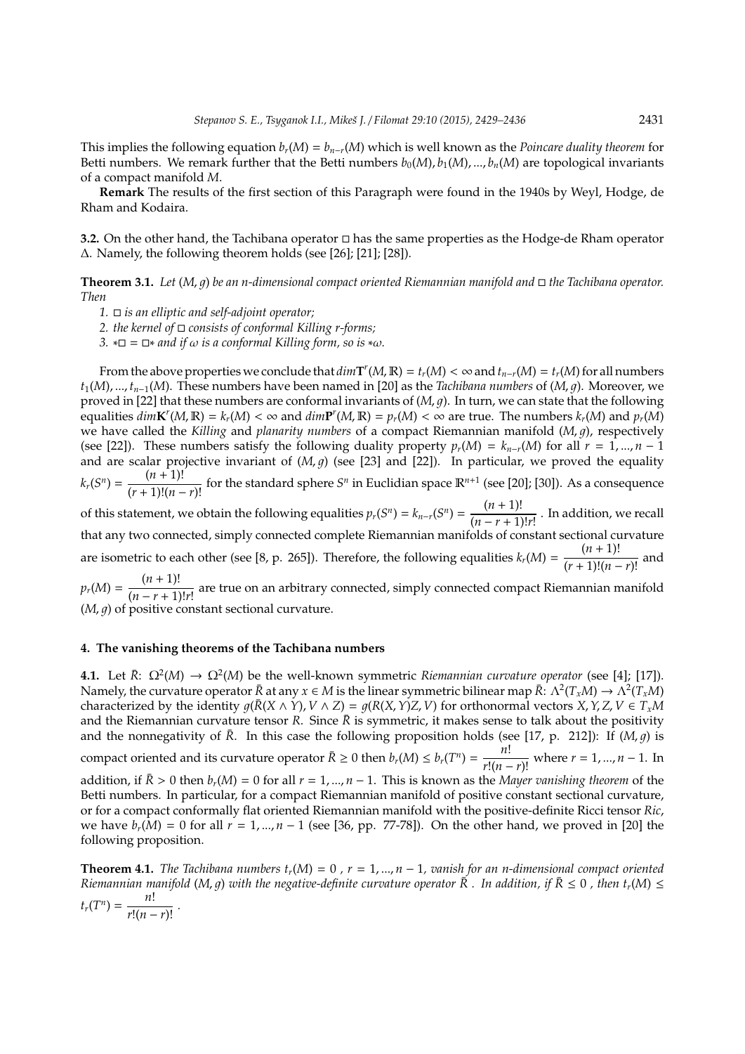This implies the following equation $b_r(M) = b_{n-r}(M)$ which is well known as the *Poincare duality theorem* for Betti numbers. We remark further that the Betti numbers $b_0(M), b_1(M), ..., b_n(M)$ are topological invariants of a compact manifold $M$.

**Remark** The results of the first section of this Paragraph were found in the 1940s by Weyl, Hodge, de Rham and Kodaira.

**3.2.** On the other hand, the Tachibana operator $\square$ has the same properties as the Hodge-de Rham operator $\Delta$. Namely, the following theorem holds (see [26]; [21]; [28]).

**Theorem 3.1.** *Let $(M, g)$ be an n-dimensional compact oriented Riemannian manifold and $\square$ the Tachibana operator. Then*

*1. $\square$ is an elliptic and self-adjoint operator;*

*2. the kernel of $\square$ consists of conformal Killing r-forms;*

*3. $*\square = \square*$ and if $\omega$ is a conformal Killing form, so is $*\omega$.*

From the above properties we conclude that $dim\mathbf{T}^r(M, \mathbb{R}) = t_r(M) < \infty$ and $t_{n-r}(M) = t_r(M)$ for all numbers $t_1(M), ..., t_{n-1}(M)$. These numbers have been named in [20] as the *Tachibana numbers* of $(M, g)$. Moreover, we proved in [22] that these numbers are conformal invariants of $(M, g)$. In turn, we can state that the following equalities $dim\mathbf{K}^r(M, \mathbb{R}) = k_r(M) < \infty$ and $dim\mathbf{P}^r(M, \mathbb{R}) = p_r(M) < \infty$ are true. The numbers $k_r(M)$ and $p_r(M)$ we have called the *Killing* and *planarity numbers* of a compact Riemannian manifold $(M, g)$, respectively (see [22]). These numbers satisfy the following duality property $p_r(M) = k_{n-r}(M)$ for all $r = 1, ..., n-1$ and are scalar projective invariant of $(M, g)$ (see [23] and [22]). In particular, we proved the equality $k_r(S^n) = \dfrac{(n+1)!}{(r+1)!(n-r)!}$ for the standard sphere $S^n$ in Euclidian space $\mathbb{R}^{n+1}$ (see [20]; [30]). As a consequence of this statement, we obtain the following equalities $p_r(S^n) = k_{n-r}(S^n) = \dfrac{(n+1)!}{(n-r+1)!r!}$. In addition, we recall that any two connected, simply connected complete Riemannian manifolds of constant sectional curvature are isometric to each other (see [8, p. 265]). Therefore, the following equalities $k_r(M) = \dfrac{(n+1)!}{(r+1)!(n-r)!}$ and $p_r(M) = \dfrac{(n+1)!}{(n-r+1)!r!}$ are true on an arbitrary connected, simply connected compact Riemannian manifold $(M, g)$ of positive constant sectional curvature.

## 4. The vanishing theorems of the Tachibana numbers

**4.1.** Let $\bar{R}$: $\Omega^2(M) \to \Omega^2(M)$ be the well-known symmetric *Riemannian curvature operator* (see [4]; [17]). Namely, the curvature operator $\bar{R}$ at any $x \in M$ is the linear symmetric bilinear map $\bar{R}$: $\Lambda^2(T_xM) \to \Lambda^2(T_xM)$ characterized by the identity $g(\bar{R}(X \wedge Y), V \wedge Z) = g(R(X, Y)Z, V)$ for orthonormal vectors $X, Y, Z, V \in T_xM$ and the Riemannian curvature tensor $R$. Since $\bar{R}$ is symmetric, it makes sense to talk about the positivity and the nonnegativity of $\bar{R}$. In this case the following proposition holds (see [17, p. 212]): If $(M, g)$ is compact oriented and its curvature operator $\bar{R} \geq 0$ then $b_r(M) \leq b_r(T^n) = \dfrac{n!}{r!(n-r)!}$ where $r = 1, ..., n-1$. In addition, if $\bar{R} > 0$ then $b_r(M) = 0$ for all $r = 1, ..., n-1$. This is known as the *Mayer vanishing theorem* of the Betti numbers. In particular, for a compact Riemannian manifold of positive constant sectional curvature, or for a compact conformally flat oriented Riemannian manifold with the positive-definite Ricci tensor *Ric*, we have $b_r(M) = 0$ for all $r = 1, ..., n-1$ (see [36, pp. 77-78]). On the other hand, we proved in [20] the following proposition.

**Theorem 4.1.** *The Tachibana numbers $t_r(M) = 0$ , $r = 1, ..., n-1$, vanish for an n-dimensional compact oriented Riemannian manifold $(M, g)$ with the negative-definite curvature operator $\bar{R}$ . In addition, if $\bar{R} \leq 0$ , then $t_r(M) \leq t_r(T^n) = \dfrac{n!}{r!(n-r)!}$ .*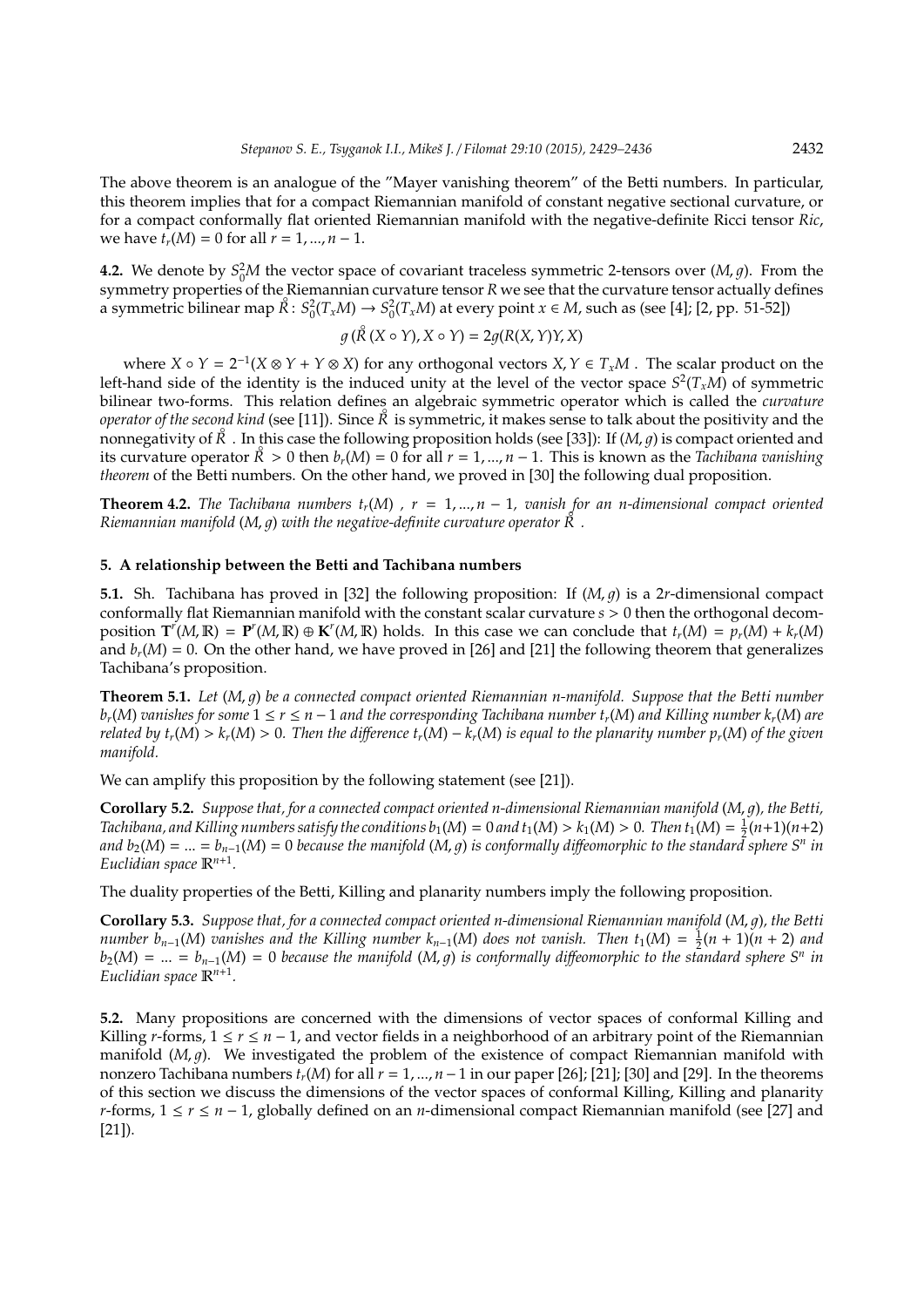The above theorem is an analogue of the "Mayer vanishing theorem" of the Betti numbers. In particular, this theorem implies that for a compact Riemannian manifold of constant negative sectional curvature, or for a compact conformally flat oriented Riemannian manifold with the negative-definite Ricci tensor $Ric$, we have $t_r(M) = 0$ for all $r = 1, ..., n-1$.

**4.2.** We denote by $S_0^2 M$ the vector space of covariant traceless symmetric 2-tensors over $(M, g)$. From the symmetry properties of the Riemannian curvature tensor $R$ we see that the curvature tensor actually defines a symmetric bilinear map $\mathring{R} : S_0^2(T_x M) \to S_0^2(T_x M)$ at every point $x \in M$, such as (see [4]; [2, pp. 51-52])

$$g\,(\mathring{R}\,(X \circ Y), X \circ Y) = 2g(R(X, Y)Y, X)$$

where $X \circ Y = 2^{-1}(X \otimes Y + Y \otimes X)$ for any orthogonal vectors $X, Y \in T_x M$ . The scalar product on the left-hand side of the identity is the induced unity at the level of the vector space $S^2(T_x M)$ of symmetric bilinear two-forms. This relation defines an algebraic symmetric operator which is called the *curvature operator of the second kind* (see [11]). Since $\mathring{R}$ is symmetric, it makes sense to talk about the positivity and the nonnegativity of $\mathring{R}$ . In this case the following proposition holds (see [33]): If $(M, g)$ is compact oriented and its curvature operator $\mathring{R} > 0$ then $b_r(M) = 0$ for all $r = 1, ..., n-1$. This is known as the *Tachibana vanishing theorem* of the Betti numbers. On the other hand, we proved in [30] the following dual proposition.

**Theorem 4.2.** *The Tachibana numbers $t_r(M)$ , $r = 1, ..., n-1$, vanish for an n-dimensional compact oriented Riemannian manifold $(M, g)$ with the negative-definite curvature operator $\mathring{R}$ .*

## 5. A relationship between the Betti and Tachibana numbers

**5.1.** Sh. Tachibana has proved in [32] the following proposition: If $(M, g)$ is a $2r$-dimensional compact conformally flat Riemannian manifold with the constant scalar curvature $s > 0$ then the orthogonal decomposition $\mathbf{T}^r(M, \mathbb{R}) = \mathbf{P}^r(M, \mathbb{R}) \oplus \mathbf{K}^r(M, \mathbb{R})$ holds. In this case we can conclude that $t_r(M) = p_r(M) + k_r(M)$ and $b_r(M) = 0$. On the other hand, we have proved in [26] and [21] the following theorem that generalizes Tachibana's proposition.

**Theorem 5.1.** *Let $(M, g)$ be a connected compact oriented Riemannian n-manifold. Suppose that the Betti number $b_r(M)$ vanishes for some $1 \leq r \leq n-1$ and the corresponding Tachibana number $t_r(M)$ and Killing number $k_r(M)$ are related by $t_r(M) > k_r(M) > 0$. Then the difference $t_r(M) - k_r(M)$ is equal to the planarity number $p_r(M)$ of the given manifold.*

We can amplify this proposition by the following statement (see [21]).

**Corollary 5.2.** *Suppose that, for a connected compact oriented n-dimensional Riemannian manifold $(M, g)$, the Betti, Tachibana, and Killing numbers satisfy the conditions $b_1(M) = 0$ and $t_1(M) > k_1(M) > 0$. Then $t_1(M) = \frac{1}{2}(n+1)(n+2)$ and $b_2(M) = ... = b_{n-1}(M) = 0$ because the manifold $(M, g)$ is conformally diffeomorphic to the standard sphere $S^n$ in Euclidian space $\mathbb{R}^{n+1}$.*

The duality properties of the Betti, Killing and planarity numbers imply the following proposition.

**Corollary 5.3.** *Suppose that, for a connected compact oriented n-dimensional Riemannian manifold $(M, g)$, the Betti number $b_{n-1}(M)$ vanishes and the Killing number $k_{n-1}(M)$ does not vanish. Then $t_1(M) = \frac{1}{2}(n+1)(n+2)$ and $b_2(M) = ... = b_{n-1}(M) = 0$ because the manifold $(M, g)$ is conformally diffeomorphic to the standard sphere $S^n$ in Euclidian space $\mathbb{R}^{n+1}$.*

**5.2.** Many propositions are concerned with the dimensions of vector spaces of conformal Killing and Killing $r$-forms, $1 \leq r \leq n-1$, and vector fields in a neighborhood of an arbitrary point of the Riemannian manifold $(M, g)$. We investigated the problem of the existence of compact Riemannian manifold with nonzero Tachibana numbers $t_r(M)$ for all $r = 1, ..., n-1$ in our paper [26]; [21]; [30] and [29]. In the theorems of this section we discuss the dimensions of the vector spaces of conformal Killing, Killing and planarity $r$-forms, $1 \leq r \leq n-1$, globally defined on an $n$-dimensional compact Riemannian manifold (see [27] and [21]).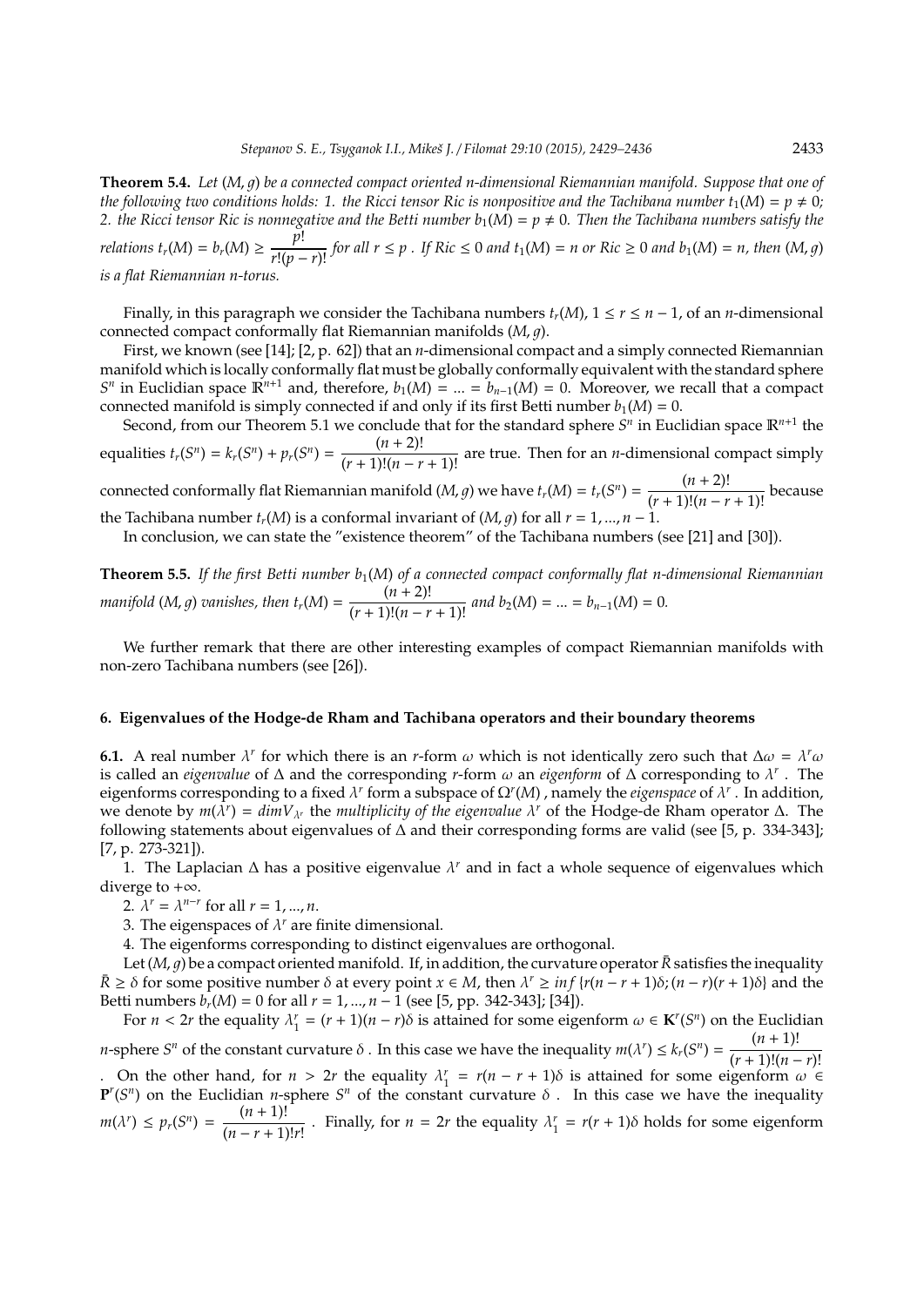**Theorem 5.4.** *Let $(M, g)$ be a connected compact oriented $n$-dimensional Riemannian manifold. Suppose that one of the following two conditions holds: 1. the Ricci tensor Ric is nonpositive and the Tachibana number $t_1(M) = p \neq 0$; 2. the Ricci tensor Ric is nonnegative and the Betti number $b_1(M) = p \neq 0$. Then the Tachibana numbers satisfy the relations $t_r(M) = b_r(M) \geq \dfrac{p!}{r!(p-r)!}$ for all $r \leq p$ . If $Ric \leq 0$ and $t_1(M) = n$ or $Ric \geq 0$ and $b_1(M) = n$, then $(M, g)$ is a flat Riemannian $n$-torus.*

Finally, in this paragraph we consider the Tachibana numbers $t_r(M)$, $1 \leq r \leq n-1$, of an $n$-dimensional connected compact conformally flat Riemannian manifolds $(M, g)$.

First, we known (see [14]; [2, p. 62]) that an $n$-dimensional compact and a simply connected Riemannian manifold which is locally conformally flat must be globally conformally equivalent with the standard sphere $S^n$ in Euclidian space $\mathbb{R}^{n+1}$ and, therefore, $b_1(M) = ... = b_{n-1}(M) = 0$. Moreover, we recall that a compact connected manifold is simply connected if and only if its first Betti number $b_1(M) = 0$.

Second, from our Theorem 5.1 we conclude that for the standard sphere $S^n$ in Euclidian space $\mathbb{R}^{n+1}$ the equalities $t_r(S^n) = k_r(S^n) + p_r(S^n) = \dfrac{(n+2)!}{(r+1)!(n-r+1)!}$ are true. Then for an $n$-dimensional compact simply connected conformally flat Riemannian manifold $(M, g)$ we have $t_r(M) = t_r(S^n) = \dfrac{(n+2)!}{(r+1)!(n-r+1)!}$ because the Tachibana number $t_r(M)$ is a conformal invariant of $(M, g)$ for all $r = 1, ..., n-1$.

In conclusion, we can state the "existence theorem" of the Tachibana numbers (see [21] and [30]).

**Theorem 5.5.** *If the first Betti number $b_1(M)$ of a connected compact conformally flat $n$-dimensional Riemannian manifold $(M, g)$ vanishes, then $t_r(M) = \dfrac{(n+2)!}{(r+1)!(n-r+1)!}$ and $b_2(M) = ... = b_{n-1}(M) = 0$.*

We further remark that there are other interesting examples of compact Riemannian manifolds with non-zero Tachibana numbers (see [26]).

## 6. Eigenvalues of the Hodge-de Rham and Tachibana operators and their boundary theorems

**6.1.** A real number $\lambda^r$ for which there is an $r$-form $\omega$ which is not identically zero such that $\Delta\omega = \lambda^r\omega$ is called an *eigenvalue* of $\Delta$ and the corresponding $r$-form $\omega$ an *eigenform* of $\Delta$ corresponding to $\lambda^r$ . The eigenforms corresponding to a fixed $\lambda^r$ form a subspace of $\Omega^r(M)$ , namely the *eigenspace* of $\lambda^r$ . In addition, we denote by $m(\lambda^r) = dimV_{\lambda^r}$ the *multiplicity of the eigenvalue* $\lambda^r$ of the Hodge-de Rham operator $\Delta$. The following statements about eigenvalues of $\Delta$ and their corresponding forms are valid (see [5, p. 334-343]; [7, p. 273-321]).

1. The Laplacian $\Delta$ has a positive eigenvalue $\lambda^r$ and in fact a whole sequence of eigenvalues which diverge to $+\infty$.

2. $\lambda^r = \lambda^{n-r}$ for all $r = 1, ..., n$.

3. The eigenspaces of $\lambda^r$ are finite dimensional.

4. The eigenforms corresponding to distinct eigenvalues are orthogonal.

Let $(M, g)$ be a compact oriented manifold. If, in addition, the curvature operator $\bar{R}$ satisfies the inequality $\bar{R} \geq \delta$ for some positive number $\delta$ at every point $x \in M$, then $\lambda^r \geq inf\,\{r(n-r+1)\delta; (n-r)(r+1)\delta\}$ and the Betti numbers $b_r(M) = 0$ for all $r = 1, ..., n-1$ (see [5, pp. 342-343]; [34]).

For $n < 2r$ the equality $\lambda_1^r = (r+1)(n-r)\delta$ is attained for some eigenform $\omega \in \mathbf{K}^r(S^n)$ on the Euclidian $n$-sphere $S^n$ of the constant curvature $\delta$ . In this case we have the inequality $m(\lambda^r) \leq k_r(S^n) = \dfrac{(n+1)!}{(r+1)!(n-r)!}$ . On the other hand, for $n > 2r$ the equality $\lambda_1^r = r(n-r+1)\delta$ is attained for some eigenform $\omega \in \mathbf{P}^r(S^n)$ on the Euclidian $n$-sphere $S^n$ of the constant curvature $\delta$ . In this case we have the inequality $m(\lambda^r) \leq p_r(S^n) = \dfrac{(n+1)!}{(n-r+1)!r!}$ . Finally, for $n = 2r$ the equality $\lambda_1^r = r(r+1)\delta$ holds for some eigenform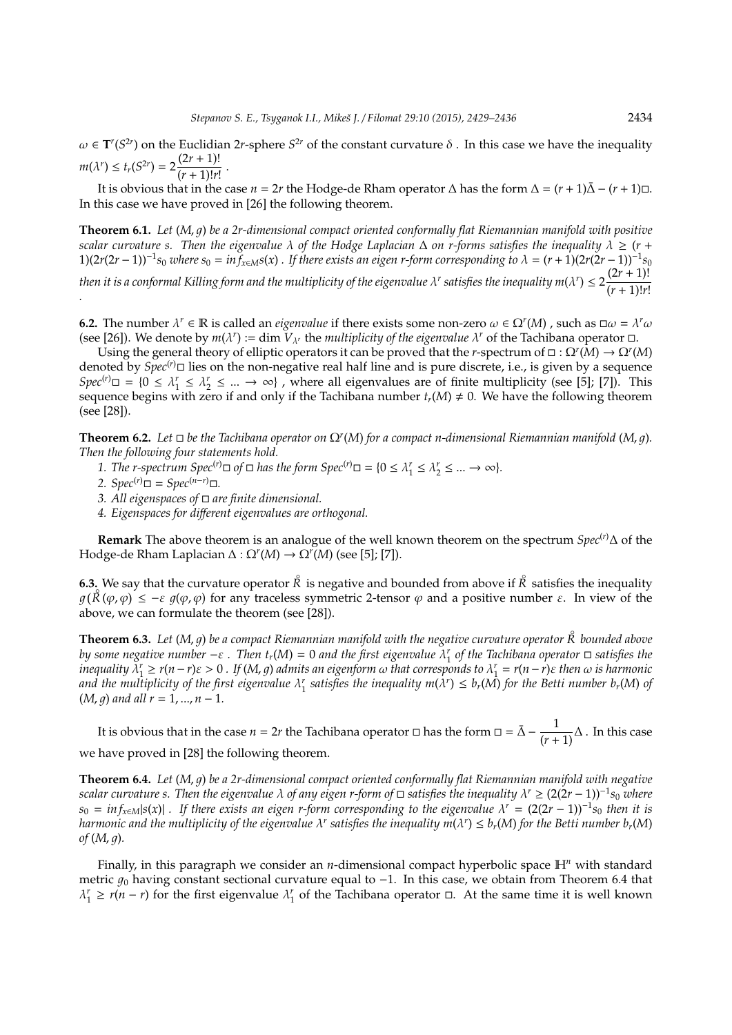$\omega \in \mathbf{T}^r(S^{2r})$ on the Euclidian $2r$-sphere $S^{2r}$ of the constant curvature $\delta$ . In this case we have the inequality $m(\lambda^r) \le t_r(S^{2r}) = 2\dfrac{(2r+1)!}{(r+1)!r!}$ .

It is obvious that in the case $n = 2r$ the Hodge-de Rham operator $\Delta$ has the form $\Delta = (r+1)\bar{\Delta} - (r+1)\Box$. In this case we have proved in [26] the following theorem.

**Theorem 6.1.** *Let $(M, g)$ be a $2r$-dimensional compact oriented conformally flat Riemannian manifold with positive scalar curvature $s$. Then the eigenvalue $\lambda$ of the Hodge Laplacian $\Delta$ on $r$-forms satisfies the inequality $\lambda \ge (r+1)(2r(2r-1))^{-1}s_0$ where $s_0 = inf_{x \in M} s(x)$ . If there exists an eigen $r$-form corresponding to $\lambda = (r+1)(2r(2r-1))^{-1}s_0$ then it is a conformal Killing form and the multiplicity of the eigenvalue $\lambda^r$ satisfies the inequality $m(\lambda^r) \le 2\dfrac{(2r+1)!}{(r+1)!r!}$ .*

**6.2.** The number $\lambda^r \in \mathbb{R}$ is called an *eigenvalue* if there exists some non-zero $\omega \in \Omega^r(M)$ , such as $\Box\omega = \lambda^r\omega$ (see [26]). We denote by $m(\lambda^r) := \dim V_{\lambda^r}$ the *multiplicity of the eigenvalue* $\lambda^r$ of the Tachibana operator $\Box$.

Using the general theory of elliptic operators it can be proved that the $r$-spectrum of $\Box : \Omega^r(M) \to \Omega^r(M)$ denoted by $Spec^{(r)}\Box$ lies on the non-negative real half line and is pure discrete, i.e., is given by a sequence $Spec^{(r)}\Box = \{0 \le \lambda_1^r \le \lambda_2^r \le \ldots \to \infty\}$ , where all eigenvalues are of finite multiplicity (see [5]; [7]). This sequence begins with zero if and only if the Tachibana number $t_r(M) \ne 0$. We have the following theorem (see [28]).

**Theorem 6.2.** *Let $\Box$ be the Tachibana operator on $\Omega^r(M)$ for a compact $n$-dimensional Riemannian manifold $(M, g)$. Then the following four statements hold.*

1. *The $r$-spectrum $Spec^{(r)}\Box$ of $\Box$ has the form $Spec^{(r)}\Box = \{0 \le \lambda_1^r \le \lambda_2^r \le \ldots \to \infty\}$.*
2. *$Spec^{(r)}\Box = Spec^{(n-r)}\Box$.*
3. *All eigenspaces of $\Box$ are finite dimensional.*
4. *Eigenspaces for different eigenvalues are orthogonal.*

**Remark** The above theorem is an analogue of the well known theorem on the spectrum $Spec^{(r)}\Delta$ of the Hodge-de Rham Laplacian $\Delta : \Omega^r(M) \to \Omega^r(M)$ (see [5]; [7]).

**6.3.** We say that the curvature operator $\mathring{R}$ is negative and bounded from above if $\mathring{R}$ satisfies the inequality $g(\mathring{R}(\varphi, \varphi) \le -\varepsilon\ g(\varphi, \varphi)$ for any traceless symmetric 2-tensor $\varphi$ and a positive number $\varepsilon$. In view of the above, we can formulate the theorem (see [28]).

**Theorem 6.3.** *Let $(M, g)$ be a compact Riemannian manifold with the negative curvature operator $\mathring{R}$ bounded above by some negative number $-\varepsilon$ . Then $t_r(M) = 0$ and the first eigenvalue $\lambda_1^r$ of the Tachibana operator $\Box$ satisfies the inequality $\lambda_1^r \ge r(n-r)\varepsilon > 0$ . If $(M, g)$ admits an eigenform $\omega$ that corresponds to $\lambda_1^r = r(n-r)\varepsilon$ then $\omega$ is harmonic and the multiplicity of the first eigenvalue $\lambda_1^r$ satisfies the inequality $m(\lambda^r) \le b_r(M)$ for the Betti number $b_r(M)$ of $(M, g)$ and all $r = 1, \ldots, n-1$.*

It is obvious that in the case $n = 2r$ the Tachibana operator $\Box$ has the form $\Box = \bar{\Delta} - \dfrac{1}{(r+1)}\Delta$ . In this case we have proved in [28] the following theorem.

**Theorem 6.4.** *Let $(M, g)$ be a $2r$-dimensional compact oriented conformally flat Riemannian manifold with negative scalar curvature $s$. Then the eigenvalue $\lambda$ of any eigen $r$-form of $\Box$ satisfies the inequality $\lambda^r \ge (2(2r-1))^{-1}s_0$ where $s_0 = inf_{x \in M}|s(x)|$ . If there exists an eigen $r$-form corresponding to the eigenvalue $\lambda^r = (2(2r-1))^{-1}s_0$ then it is harmonic and the multiplicity of the eigenvalue $\lambda^r$ satisfies the inequality $m(\lambda^r) \le b_r(M)$ for the Betti number $b_r(M)$ of $(M, g)$.*

Finally, in this paragraph we consider an $n$-dimensional compact hyperbolic space $\mathbb{H}^n$ with standard metric $g_0$ having constant sectional curvature equal to $-1$. In this case, we obtain from Theorem 6.4 that $\lambda_1^r \ge r(n-r)$ for the first eigenvalue $\lambda_1^r$ of the Tachibana operator $\Box$. At the same time it is well known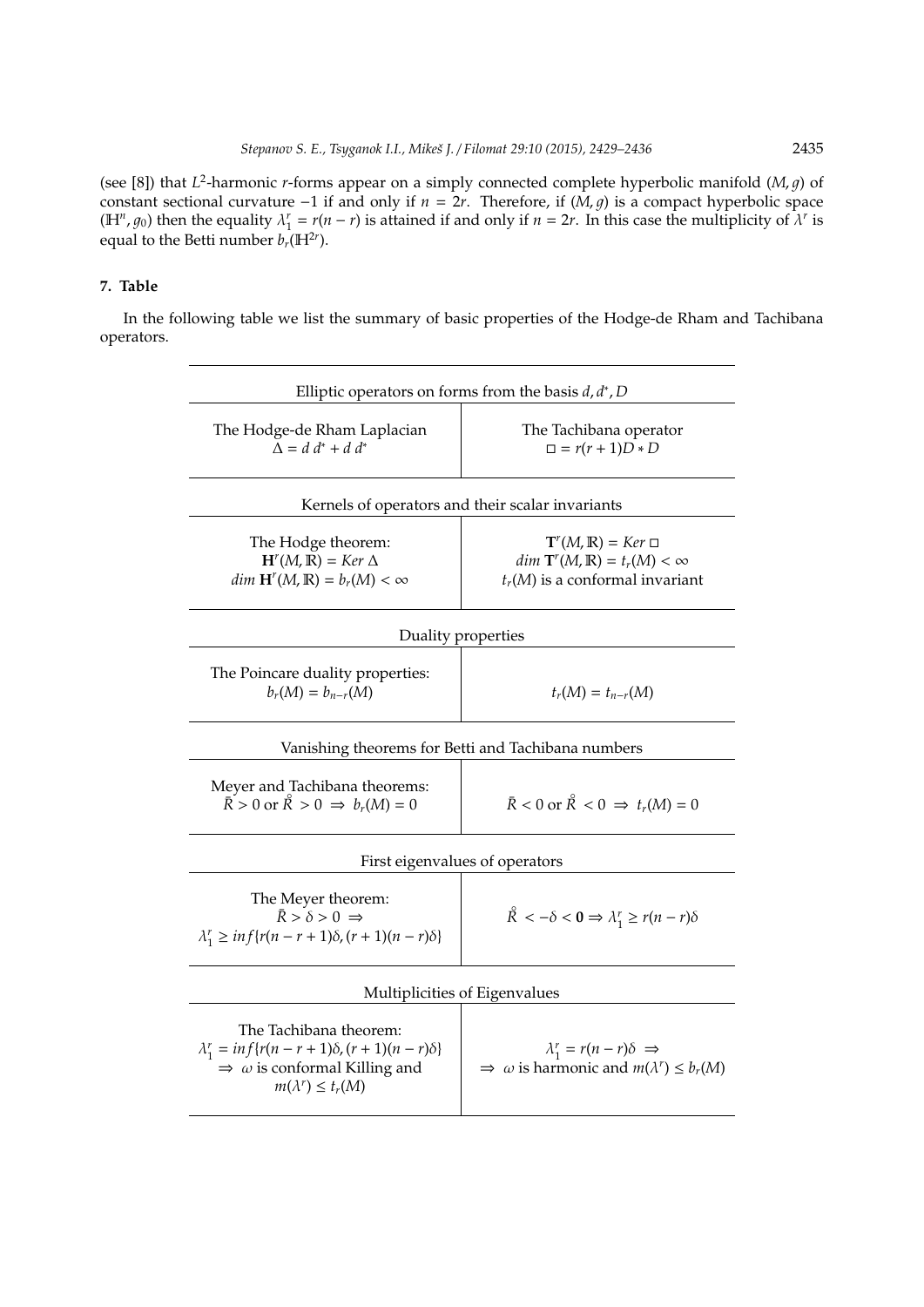(see [8]) that $L^2$-harmonic $r$-forms appear on a simply connected complete hyperbolic manifold $(M, g)$ of constant sectional curvature $-1$ if and only if $n = 2r$. Therefore, if $(M, g)$ is a compact hyperbolic space $(\mathbb{H}^n, g_0)$ then the equality $\lambda_1^r = r(n-r)$ is attained if and only if $n = 2r$. In this case the multiplicity of $\lambda^r$ is equal to the Betti number $b_r(\mathbb{H}^{2r})$.

## 7. Table

In the following table we list the summary of basic properties of the Hodge-de Rham and Tachibana operators.

| Elliptic operators on forms from the basis $d, d^*, D$ | |
|---|---|
| The Hodge-de Rham Laplacian $\Delta = d\,d^* + d\,d^*$ | The Tachibana operator $\square = r(r+1)D * D$ |
| **Kernels of operators and their scalar invariants** | |
| The Hodge theorem: $\mathbf{H}^r(M,\mathbb{R}) = Ker\,\Delta$, $dim\,\mathbf{H}^r(M,\mathbb{R}) = b_r(M) < \infty$ | $\mathbf{T}^r(M,\mathbb{R}) = Ker\,\square$, $dim\,\mathbf{T}^r(M,\mathbb{R}) = t_r(M) < \infty$, $t_r(M)$ is a conformal invariant |
| **Duality properties** | |
| The Poincare duality properties: $b_r(M) = b_{n-r}(M)$ | $t_r(M) = t_{n-r}(M)$ |
| **Vanishing theorems for Betti and Tachibana numbers** | |
| Meyer and Tachibana theorems: $\bar{R} > 0$ or $\mathring{\bar{R}} > 0 \Rightarrow b_r(M) = 0$ | $\bar{R} < 0$ or $\mathring{\bar{R}} < 0 \Rightarrow t_r(M) = 0$ |
| **First eigenvalues of operators** | |
| The Meyer theorem: $\bar{R} > \delta > 0 \Rightarrow$ $\lambda_1^r \geq inf\{r(n-r+1)\delta, (r+1)(n-r)\delta\}$ | $\mathring{\bar{R}} < -\delta < \mathbf{0} \Rightarrow \lambda_1^r \geq r(n-r)\delta$ |
| **Multiplicities of Eigenvalues** | |
| The Tachibana theorem: $\lambda_1^r = inf\{r(n-r+1)\delta, (r+1)(n-r)\delta\}$ $\Rightarrow$ $\omega$ is conformal Killing and $m(\lambda^r) \leq t_r(M)$ | $\lambda_1^r = r(n-r)\delta \Rightarrow$ $\Rightarrow$ $\omega$ is harmonic and $m(\lambda^r) \leq b_r(M)$ |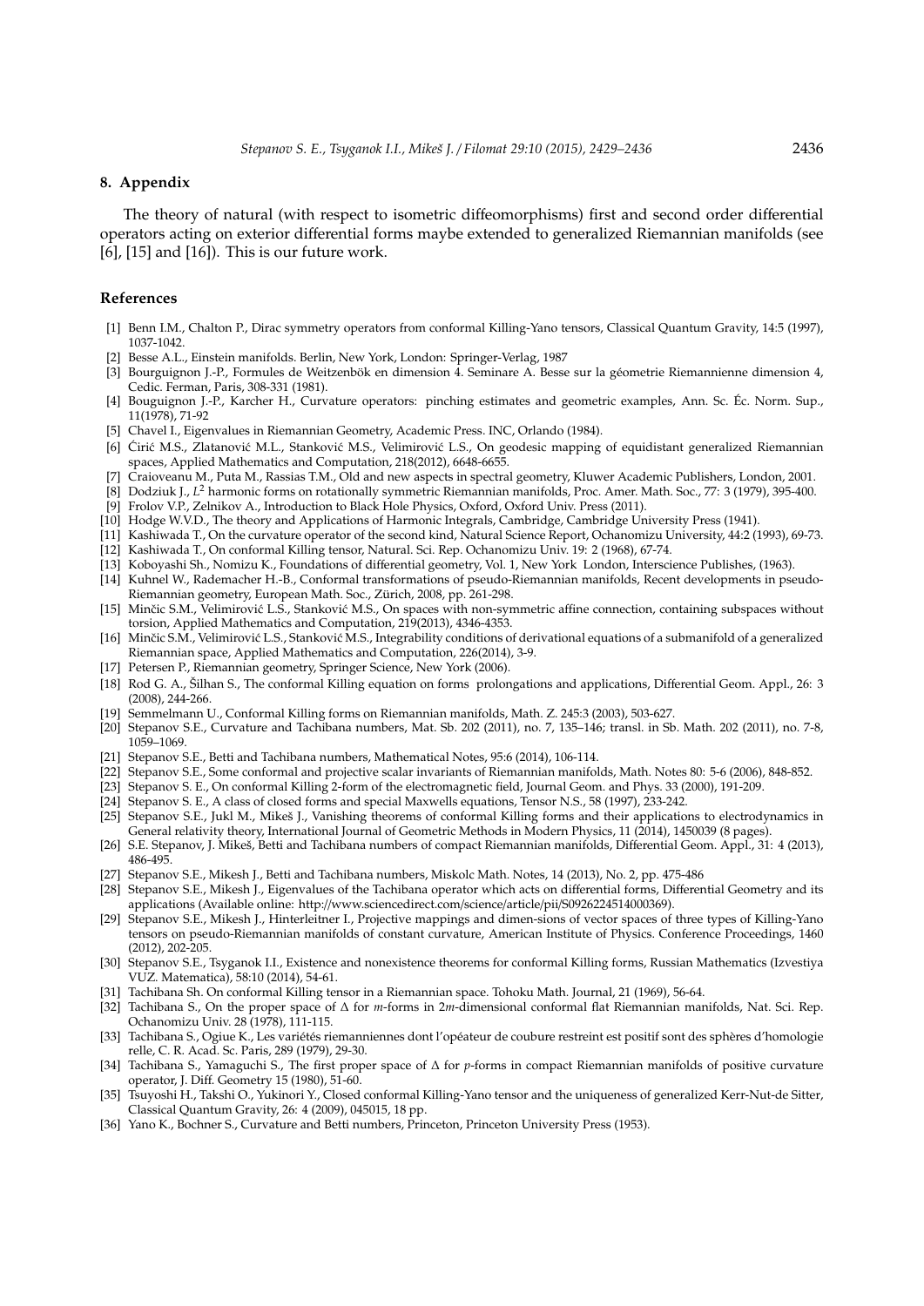## 8. Appendix

The theory of natural (with respect to isometric diffeomorphisms) first and second order differential operators acting on exterior differential forms maybe extended to generalized Riemannian manifolds (see [6], [15] and [16]). This is our future work.

## References

- [1] Benn I.M., Chalton P., Dirac symmetry operators from conformal Killing-Yano tensors, Classical Quantum Gravity, 14:5 (1997), 1037-1042.
- [2] Besse A.L., Einstein manifolds. Berlin, New York, London: Springer-Verlag, 1987
- [3] Bourguignon J.-P., Formules de Weitzenbök en dimension 4. Seminare A. Besse sur la géometrie Riemannienne dimension 4, Cedic. Ferman, Paris, 308-331 (1981).
- [4] Bouguignon J.-P., Karcher H., Curvature operators: pinching estimates and geometric examples, Ann. Sc. Éc. Norm. Sup., 11(1978), 71-92
- [5] Chavel I., Eigenvalues in Riemannian Geometry, Academic Press. INC, Orlando (1984).
- [6] Ćirić M.S., Zlatanović M.L., Stanković M.S., Velimirović L.S., On geodesic mapping of equidistant generalized Riemannian spaces, Applied Mathematics and Computation, 218(2012), 6648-6655.
- [7] Craioveanu M., Puta M., Rassias T.M., Old and new aspects in spectral geometry, Kluwer Academic Publishers, London, 2001.
- [8] Dodziuk J., $L^2$ harmonic forms on rotationally symmetric Riemannian manifolds, Proc. Amer. Math. Soc., 77: 3 (1979), 395-400.
- [9] Frolov V.P., Zelnikov A., Introduction to Black Hole Physics, Oxford, Oxford Univ. Press (2011).
- [10] Hodge W.V.D., The theory and Applications of Harmonic Integrals, Cambridge, Cambridge University Press (1941).
- [11] Kashiwada T., On the curvature operator of the second kind, Natural Science Report, Ochanomizu University, 44:2 (1993), 69-73.
- [12] Kashiwada T., On conformal Killing tensor, Natural. Sci. Rep. Ochanomizu Univ. 19: 2 (1968), 67-74.
- [13] Koboyashi Sh., Nomizu K., Foundations of differential geometry, Vol. 1, New York London, Interscience Publishes, (1963).
- [14] Kuhnel W., Rademacher H.-B., Conformal transformations of pseudo-Riemannian manifolds, Recent developments in pseudo-Riemannian geometry, European Math. Soc., Zürich, 2008, pp. 261-298.
- [15] Minčic S.M., Velimirović L.S., Stanković M.S., On spaces with non-symmetric affine connection, containing subspaces without torsion, Applied Mathematics and Computation, 219(2013), 4346-4353.
- [16] Minčic S.M., Velimirović L.S., Stanković M.S., Integrability conditions of derivational equations of a submanifold of a generalized Riemannian space, Applied Mathematics and Computation, 226(2014), 3-9.
- [17] Petersen P., Riemannian geometry, Springer Science, New York (2006).
- [18] Rod G. A., Šilhan S., The conformal Killing equation on forms prolongations and applications, Differential Geom. Appl., 26: 3 (2008), 244-266.
- [19] Semmelmann U., Conformal Killing forms on Riemannian manifolds, Math. Z. 245:3 (2003), 503-627.
- [20] Stepanov S.E., Curvature and Tachibana numbers, Mat. Sb. 202 (2011), no. 7, 135–146; transl. in Sb. Math. 202 (2011), no. 7-8, 1059–1069.
- [21] Stepanov S.E., Betti and Tachibana numbers, Mathematical Notes, 95:6 (2014), 106-114.
- [22] Stepanov S.E., Some conformal and projective scalar invariants of Riemannian manifolds, Math. Notes 80: 5-6 (2006), 848-852.
- [23] Stepanov S. E., On conformal Killing 2-form of the electromagnetic field, Journal Geom. and Phys. 33 (2000), 191-209.
- [24] Stepanov S. E., A class of closed forms and special Maxwells equations, Tensor N.S., 58 (1997), 233-242.
- [25] Stepanov S.E., Jukl M., Mikeš J., Vanishing theorems of conformal Killing forms and their applications to electrodynamics in General relativity theory, International Journal of Geometric Methods in Modern Physics, 11 (2014), 1450039 (8 pages).
- [26] S.E. Stepanov, J. Mikeš, Betti and Tachibana numbers of compact Riemannian manifolds, Differential Geom. Appl., 31: 4 (2013), 486-495.
- [27] Stepanov S.E., Mikesh J., Betti and Tachibana numbers, Miskolc Math. Notes, 14 (2013), No. 2, pp. 475-486
- [28] Stepanov S.E., Mikesh J., Eigenvalues of the Tachibana operator which acts on differential forms, Differential Geometry and its applications (Available online: http://www.sciencedirect.com/science/article/pii/S0926224514000369).
- [29] Stepanov S.E., Mikesh J., Hinterleitner I., Projective mappings and dimen-sions of vector spaces of three types of Killing-Yano tensors on pseudo-Riemannian manifolds of constant curvature, American Institute of Physics. Conference Proceedings, 1460 (2012), 202-205.
- [30] Stepanov S.E., Tsyganok I.I., Existence and nonexistence theorems for conformal Killing forms, Russian Mathematics (Izvestiya VUZ. Matematica), 58:10 (2014), 54-61.
- [31] Tachibana Sh. On conformal Killing tensor in a Riemannian space. Tohoku Math. Journal, 21 (1969), 56-64.
- [32] Tachibana S., On the proper space of $\Delta$ for $m$-forms in $2m$-dimensional conformal flat Riemannian manifolds, Nat. Sci. Rep. Ochanomizu Univ. 28 (1978), 111-115.
- [33] Tachibana S., Ogiue K., Les variétés riemanniennes dont l'opéateur de coubure restreint est positif sont des sphères d'homologie relle, C. R. Acad. Sc. Paris, 289 (1979), 29-30.
- [34] Tachibana S., Yamaguchi S., The first proper space of $\Delta$ for $p$-forms in compact Riemannian manifolds of positive curvature operator, J. Diff. Geometry 15 (1980), 51-60.
- [35] Tsuyoshi H., Takshi O., Yukinori Y., Closed conformal Killing-Yano tensor and the uniqueness of generalized Kerr-Nut-de Sitter, Classical Quantum Gravity, 26: 4 (2009), 045015, 18 pp.
- [36] Yano K., Bochner S., Curvature and Betti numbers, Princeton, Princeton University Press (1953).